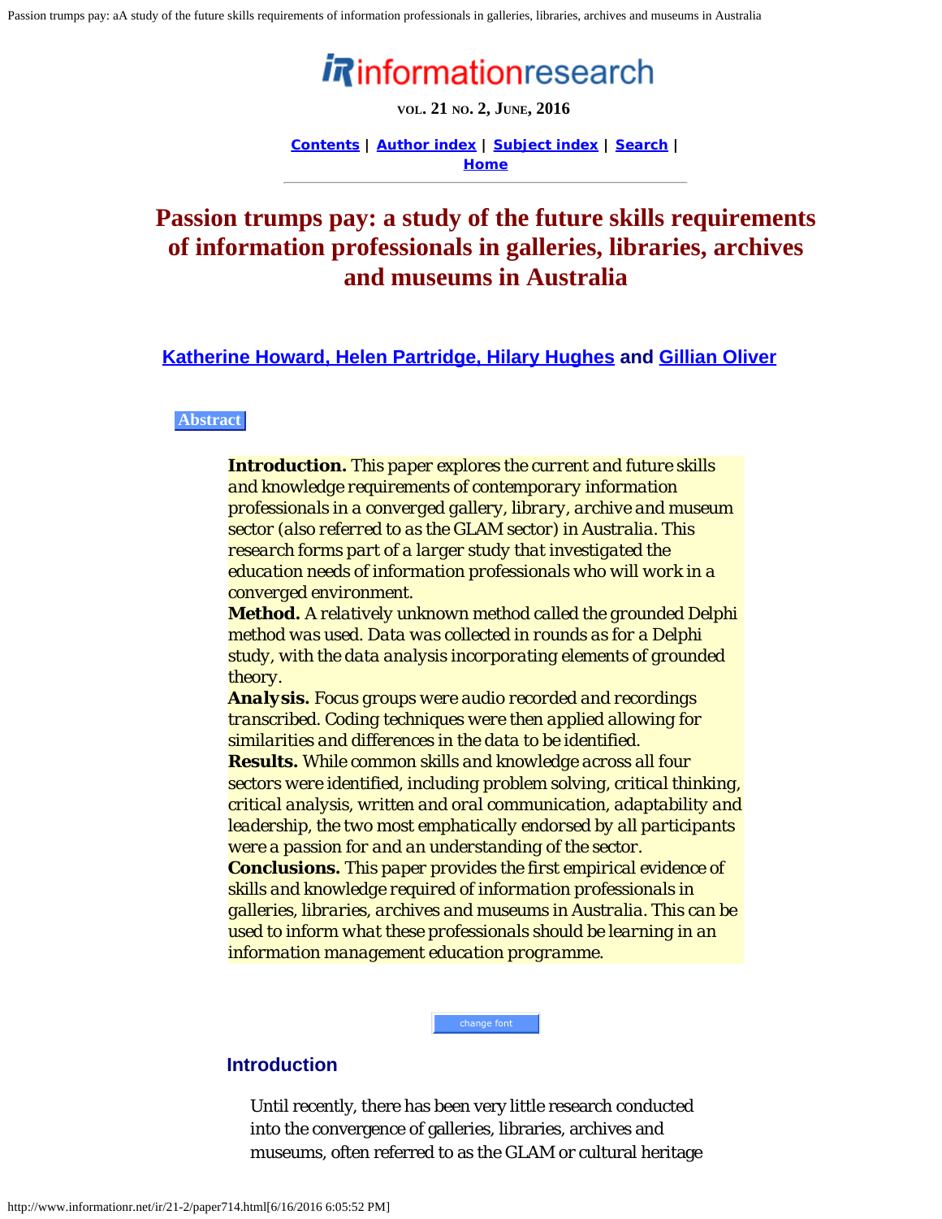# Passion trumps pay: a study of the future skills requirements of information professionals in galleries, libraries, archives and museums in Australia

**Katherine Howard, Helen Partridge, Hilary Hughes and Gillian Oliver**

#### Abstract

**Introduction.** This paper explores the current and future skills and knowledge requirements of contemporary information professionals in a converged gallery, library, archive and museum sector (also referred to as the GLAM sector) in Australia. This research forms part of a larger study that investigated the education needs of information professionals who will work in a converged environment.
**Method.** A relatively unknown method called the grounded Delphi method was used. Data was collected in rounds as for a Delphi study, with the data analysis incorporating elements of grounded theory.
**Analysis.** Focus groups were audio recorded and recordings transcribed. Coding techniques were then applied allowing for similarities and differences in the data to be identified.
**Results.** While common skills and knowledge across all four sectors were identified, including problem solving, critical thinking, critical analysis, written and oral communication, adaptability and leadership, the two most emphatically endorsed by all participants were a passion for and an understanding of the sector.
**Conclusions.** This paper provides the first empirical evidence of skills and knowledge required of information professionals in galleries, libraries, archives and museums in Australia. This can be used to inform what these professionals should be learning in an information management education programme.

## Introduction

Until recently, there has been very little research conducted into the convergence of galleries, libraries, archives and museums, often referred to as the GLAM or cultural heritage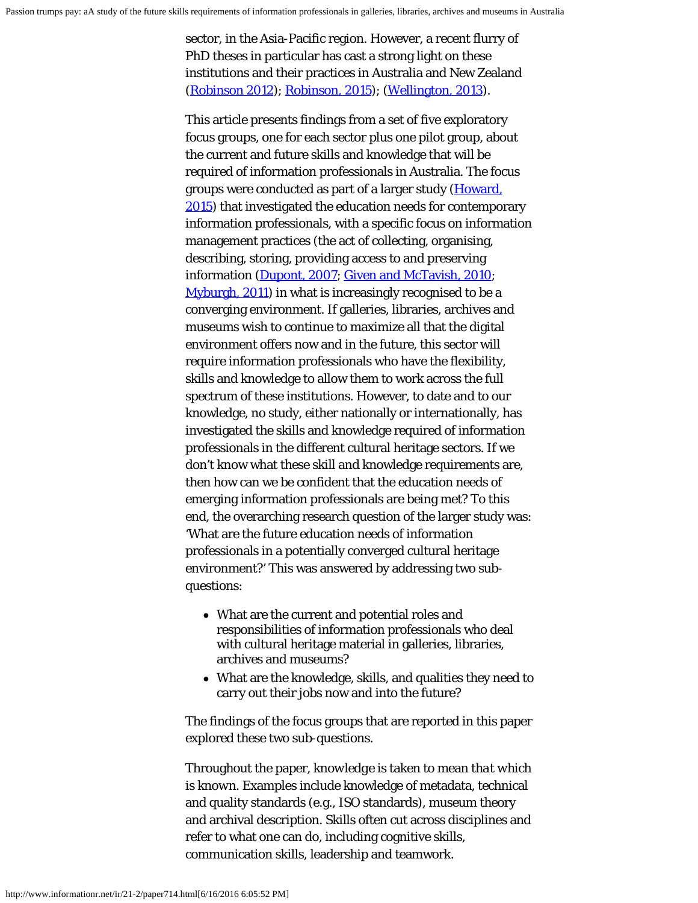sector, in the Asia-Pacific region. However, a recent flurry of PhD theses in particular has cast a strong light on these institutions and their practices in Australia and New Zealand (Robinson 2012); Robinson, 2015); (Wellington, 2013).

This article presents findings from a set of five exploratory focus groups, one for each sector plus one pilot group, about the current and future skills and knowledge that will be required of information professionals in Australia. The focus groups were conducted as part of a larger study (Howard, 2015) that investigated the education needs for contemporary information professionals, with a specific focus on information management practices (the act of collecting, organising, describing, storing, providing access to and preserving information (Dupont, 2007; Given and McTavish, 2010; Myburgh, 2011) in what is increasingly recognised to be a converging environment. If galleries, libraries, archives and museums wish to continue to maximize all that the digital environment offers now and in the future, this sector will require information professionals who have the flexibility, skills and knowledge to allow them to work across the full spectrum of these institutions. However, to date and to our knowledge, no study, either nationally or internationally, has investigated the skills and knowledge required of information professionals in the different cultural heritage sectors. If we don't know what these skill and knowledge requirements are, then how can we be confident that the education needs of emerging information professionals are being met? To this end, the overarching research question of the larger study was: 'What are the future education needs of information professionals in a potentially converged cultural heritage environment?' This was answered by addressing two sub-questions:

- What are the current and potential roles and responsibilities of information professionals who deal with cultural heritage material in galleries, libraries, archives and museums?
- What are the knowledge, skills, and qualities they need to carry out their jobs now and into the future?

The findings of the focus groups that are reported in this paper explored these two sub-questions.

Throughout the paper, *knowledge* is taken to mean *that which is known*. Examples include knowledge of metadata, technical and quality standards (e.g., ISO standards), museum theory and archival description. Skills often cut across disciplines and refer to what one can do, including cognitive skills, communication skills, leadership and teamwork.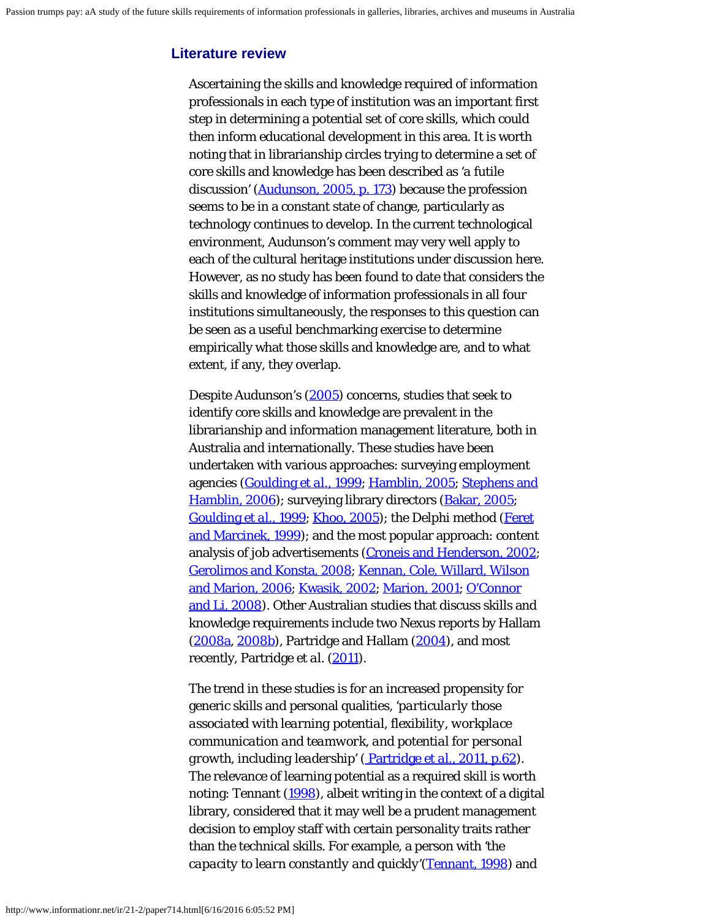## Literature review

Ascertaining the skills and knowledge required of information professionals in each type of institution was an important first step in determining a potential set of core skills, which could then inform educational development in this area. It is worth noting that in librarianship circles trying to determine a set of core skills and knowledge has been described as 'a futile discussion' (Audunson, 2005, p. 173) because the profession seems to be in a constant state of change, particularly as technology continues to develop. In the current technological environment, Audunson's comment may very well apply to each of the cultural heritage institutions under discussion here. However, as no study has been found to date that considers the skills and knowledge of information professionals in all four institutions simultaneously, the responses to this question can be seen as a useful benchmarking exercise to determine empirically what those skills and knowledge are, and to what extent, if any, they overlap.

Despite Audunson's (2005) concerns, studies that seek to identify core skills and knowledge are prevalent in the librarianship and information management literature, both in Australia and internationally. These studies have been undertaken with various approaches: surveying employment agencies (Goulding *et al.*, 1999; Hamblin, 2005; Stephens and Hamblin, 2006); surveying library directors (Bakar, 2005; Goulding *et al.*, 1999; Khoo, 2005); the Delphi method (Feret and Marcinek, 1999); and the most popular approach: content analysis of job advertisements (Croneis and Henderson, 2002; Gerolimos and Konsta, 2008; Kennan, Cole, Willard, Wilson and Marion, 2006; Kwasik, 2002; Marion, 2001; O'Connor and Li, 2008). Other Australian studies that discuss skills and knowledge requirements include two Nexus reports by Hallam (2008a, 2008b), Partridge and Hallam (2004), and most recently, Partridge et al. (2011).

The trend in these studies is for an increased propensity for generic skills and personal qualities, '*particularly those associated with learning potential, flexibility, workplace communication and teamwork, and potential for personal growth, including leadership*' ( Partridge et al., 2011, p.62). The relevance of learning potential as a required skill is worth noting: Tennant (1998), albeit writing in the context of a digital library, considered that it may well be a prudent management decision to employ staff with certain personality traits rather than the technical skills. For example, a person with 'the *capacity to learn constantly and quickly*'(Tennant, 1998) and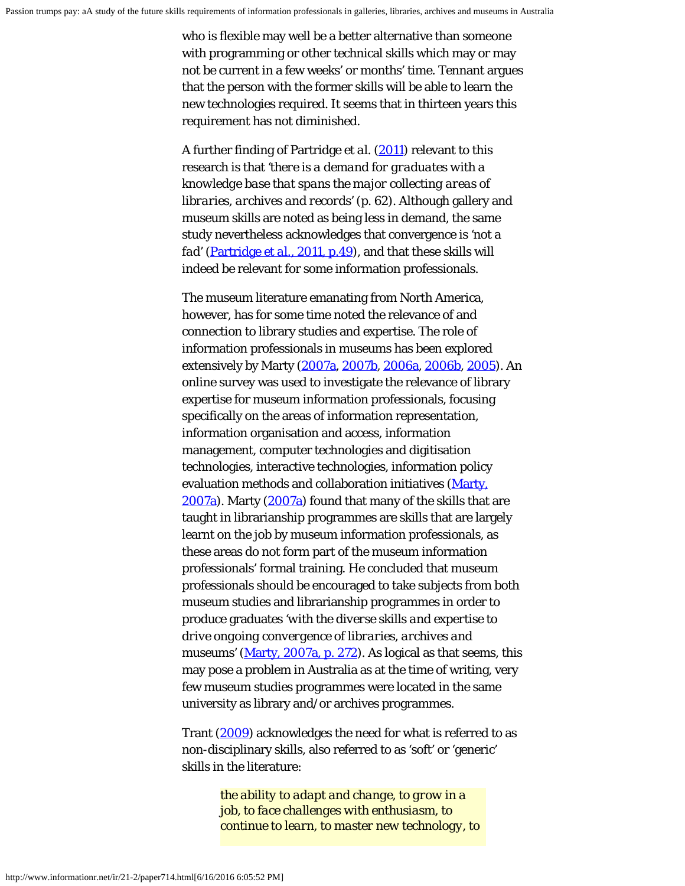who is flexible may well be a better alternative than someone with programming or other technical skills which may or may not be current in a few weeks' or months' time. Tennant argues that the person with the former skills will be able to learn the new technologies required. It seems that in thirteen years this requirement has not diminished.

A further finding of Partridge *et al.* (2011) relevant to this research is that '*there is a demand for graduates with a knowledge base that spans the major collecting areas of libraries, archives and records*' (p. 62). Although gallery and museum skills are noted as being less in demand, the same study nevertheless acknowledges that convergence is 'not a fad' (Partridge et al., 2011, p.49), and that these skills will indeed be relevant for some information professionals.

The museum literature emanating from North America, however, has for some time noted the relevance of and connection to library studies and expertise. The role of information professionals in museums has been explored extensively by Marty (2007a, 2007b, 2006a, 2006b, 2005). An online survey was used to investigate the relevance of library expertise for museum information professionals, focusing specifically on the areas of information representation, information organisation and access, information management, computer technologies and digitisation technologies, interactive technologies, information policy evaluation methods and collaboration initiatives (Marty, 2007a). Marty (2007a) found that many of the skills that are taught in librarianship programmes are skills that are largely learnt on the job by museum information professionals, as these areas do not form part of the museum information professionals' formal training. He concluded that museum professionals should be encouraged to take subjects from both museum studies and librarianship programmes in order to produce graduates '*with the diverse skills and expertise to drive ongoing convergence of libraries, archives and museums*' (Marty, 2007a, p. 272). As logical as that seems, this may pose a problem in Australia as at the time of writing, very few museum studies programmes were located in the same university as library and/or archives programmes.

Trant (2009) acknowledges the need for what is referred to as non-disciplinary skills, also referred to as 'soft' or 'generic' skills in the literature:

> *the ability to adapt and change, to grow in a job, to face challenges with enthusiasm, to continue to learn, to master new technology, to*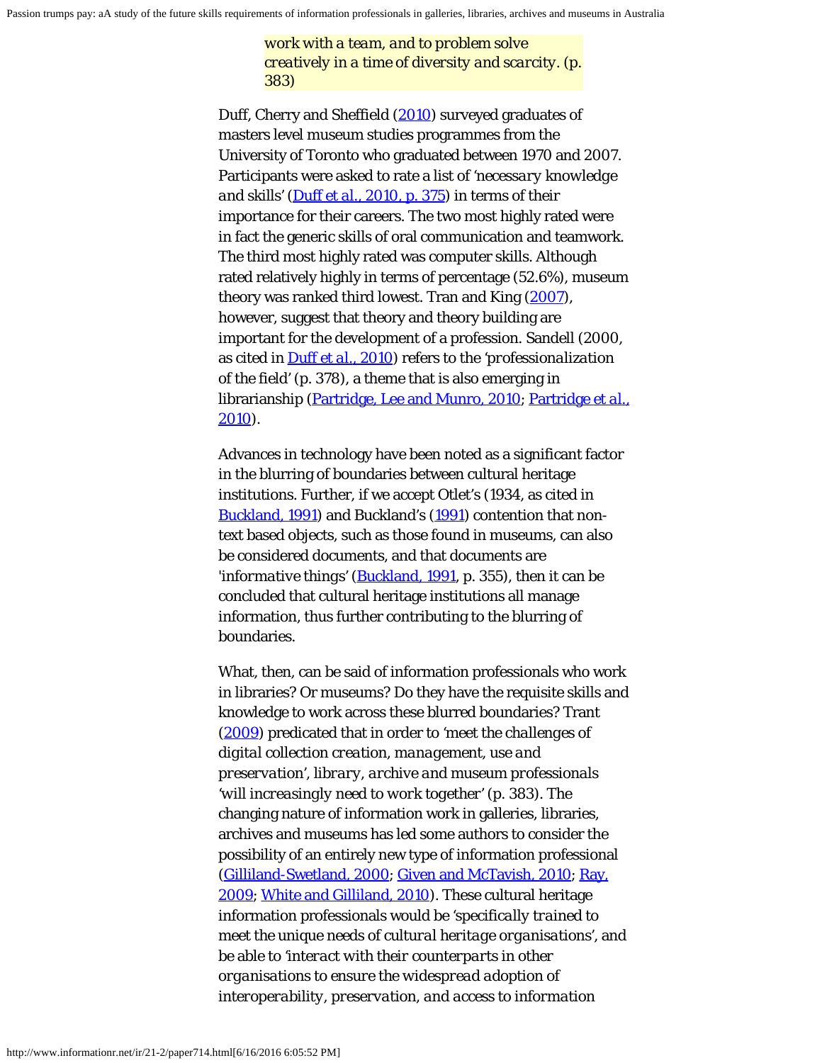> *work with a team, and to problem solve creatively in a time of diversity and scarcity.* (p. 383)

Duff, Cherry and Sheffield (2010) surveyed graduates of masters level museum studies programmes from the University of Toronto who graduated between 1970 and 2007. Participants were asked to rate a list of '*necessary knowledge and skills*' (Duff et al., 2010, p. 375) in terms of their importance for their careers. The two most highly rated were in fact the generic skills of oral communication and teamwork. The third most highly rated was computer skills. Although rated relatively highly in terms of percentage (52.6%), museum theory was ranked third lowest. Tran and King (2007), however, suggest that theory and theory building are important for the development of a profession. Sandell (2000, as cited in Duff et al., 2010) refers to the '*professionalization of the field*' (p. 378), a theme that is also emerging in librarianship (Partridge, Lee and Munro, 2010; Partridge et al., 2010).

Advances in technology have been noted as a significant factor in the blurring of boundaries between cultural heritage institutions. Further, if we accept Otlet's (1934, as cited in Buckland, 1991) and Buckland's (1991) contention that non-text based objects, such as those found in museums, can also be considered documents, and that documents are '*informative things*' (Buckland, 1991, p. 355), then it can be concluded that cultural heritage institutions all manage information, thus further contributing to the blurring of boundaries.

What, then, can be said of information professionals who work in libraries? Or museums? Do they have the requisite skills and knowledge to work across these blurred boundaries? Trant (2009) predicated that in order to '*meet the challenges of digital collection creation, management, use and preservation*', *library, archive and museum professionals* '*will increasingly need to work together*' (p. 383). The changing nature of information work in galleries, libraries, archives and museums has led some authors to consider the possibility of an entirely new type of information professional (Gilliland-Swetland, 2000; Given and McTavish, 2010; Ray, 2009; White and Gilliland, 2010). These cultural heritage information professionals would be '*specifically trained to meet the unique needs of cultural heritage organisations*', and be able to '*interact with their counterparts in other organisations to ensure the widespread adoption of interoperability, preservation, and access to information*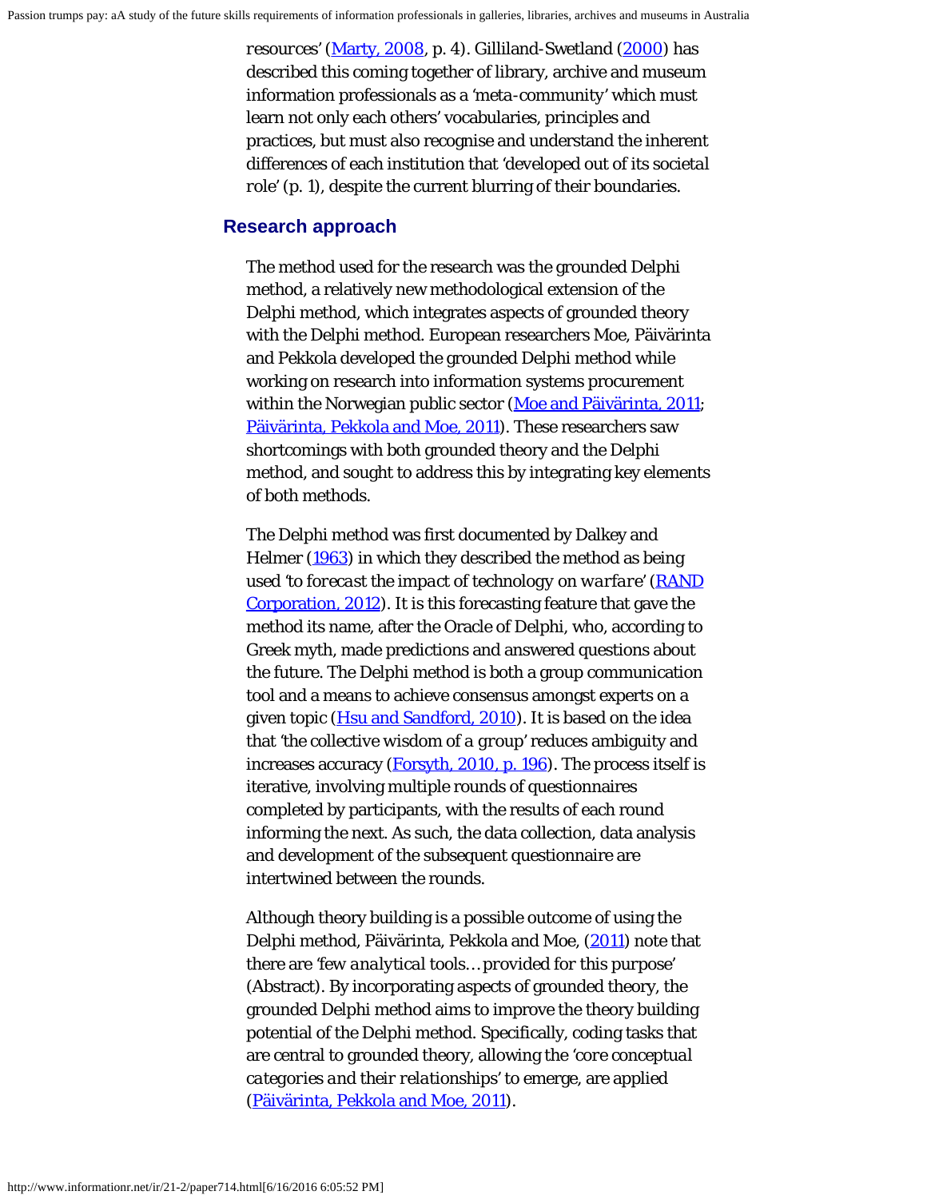resources' (Marty, 2008, p. 4). Gilliland-Swetland (2000) has described this coming together of library, archive and museum information professionals as a 'meta-community' which must learn not only each others' vocabularies, principles and practices, but must also recognise and understand the inherent differences of each institution that 'developed out of its societal role' (p. 1), despite the current blurring of their boundaries.

## Research approach

The method used for the research was the grounded Delphi method, a relatively new methodological extension of the Delphi method, which integrates aspects of grounded theory with the Delphi method. European researchers Moe, Päivärinta and Pekkola developed the grounded Delphi method while working on research into information systems procurement within the Norwegian public sector (Moe and Päivärinta, 2011; Päivärinta, Pekkola and Moe, 2011). These researchers saw shortcomings with both grounded theory and the Delphi method, and sought to address this by integrating key elements of both methods.

The Delphi method was first documented by Dalkey and Helmer (1963) in which they described the method as being used '*to forecast the impact of technology on warfare*' (RAND Corporation, 2012). It is this forecasting feature that gave the method its name, after the Oracle of Delphi, who, according to Greek myth, made predictions and answered questions about the future. The Delphi method is both a group communication tool and a means to achieve consensus amongst experts on a given topic (Hsu and Sandford, 2010). It is based on the idea that '*the collective wisdom of a group*' reduces ambiguity and increases accuracy (Forsyth, 2010, p. 196). The process itself is iterative, involving multiple rounds of questionnaires completed by participants, with the results of each round informing the next. As such, the data collection, data analysis and development of the subsequent questionnaire are intertwined between the rounds.

Although theory building is a possible outcome of using the Delphi method, Päivärinta, Pekkola and Moe, (2011) note that there are '*few analytical tools… provided for this purpose*' (Abstract). By incorporating aspects of grounded theory, the grounded Delphi method aims to improve the theory building potential of the Delphi method. Specifically, coding tasks that are central to grounded theory, allowing the '*core conceptual categories and their relationships*' to emerge, are applied (Päivärinta, Pekkola and Moe, 2011).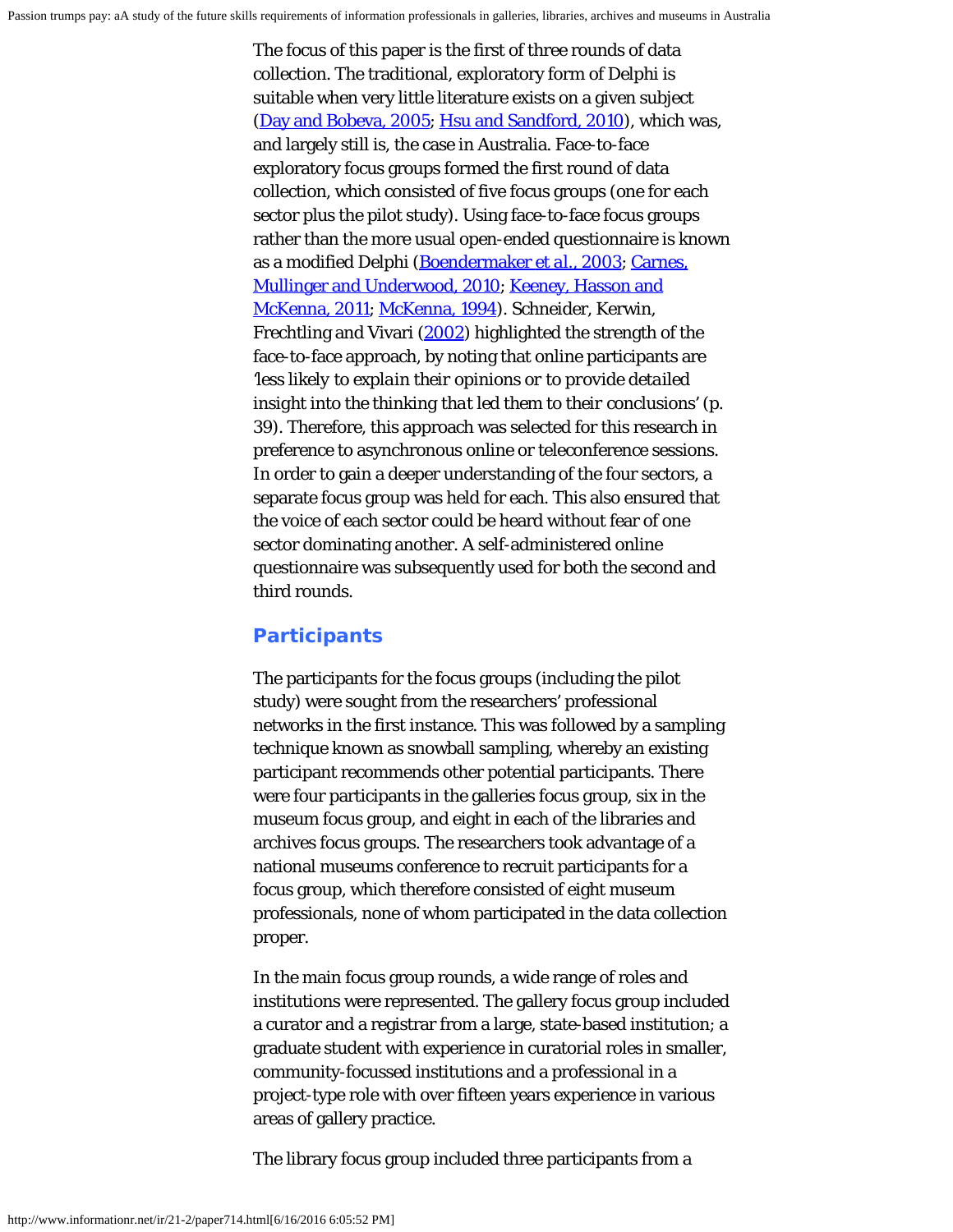The focus of this paper is the first of three rounds of data collection. The traditional, exploratory form of Delphi is suitable when very little literature exists on a given subject (Day and Bobeva, 2005; Hsu and Sandford, 2010), which was, and largely still is, the case in Australia. Face-to-face exploratory focus groups formed the first round of data collection, which consisted of five focus groups (one for each sector plus the pilot study). Using face-to-face focus groups rather than the more usual open-ended questionnaire is known as a modified Delphi (Boendermaker et al., 2003; Carnes, Mullinger and Underwood, 2010; Keeney, Hasson and McKenna, 2011; McKenna, 1994). Schneider, Kerwin, Frechtling and Vivari (2002) highlighted the strength of the face-to-face approach, by noting that online participants are '*less likely to explain their opinions or to provide detailed insight into the thinking that led them to their conclusions*' (p. 39). Therefore, this approach was selected for this research in preference to asynchronous online or teleconference sessions. In order to gain a deeper understanding of the four sectors, a separate focus group was held for each. This also ensured that the voice of each sector could be heard without fear of one sector dominating another. A self-administered online questionnaire was subsequently used for both the second and third rounds.

## Participants

The participants for the focus groups (including the pilot study) were sought from the researchers' professional networks in the first instance. This was followed by a sampling technique known as snowball sampling, whereby an existing participant recommends other potential participants. There were four participants in the galleries focus group, six in the museum focus group, and eight in each of the libraries and archives focus groups. The researchers took advantage of a national museums conference to recruit participants for a focus group, which therefore consisted of eight museum professionals, none of whom participated in the data collection proper.

In the main focus group rounds, a wide range of roles and institutions were represented. The gallery focus group included a curator and a registrar from a large, state-based institution; a graduate student with experience in curatorial roles in smaller, community-focussed institutions and a professional in a project-type role with over fifteen years experience in various areas of gallery practice.

The library focus group included three participants from a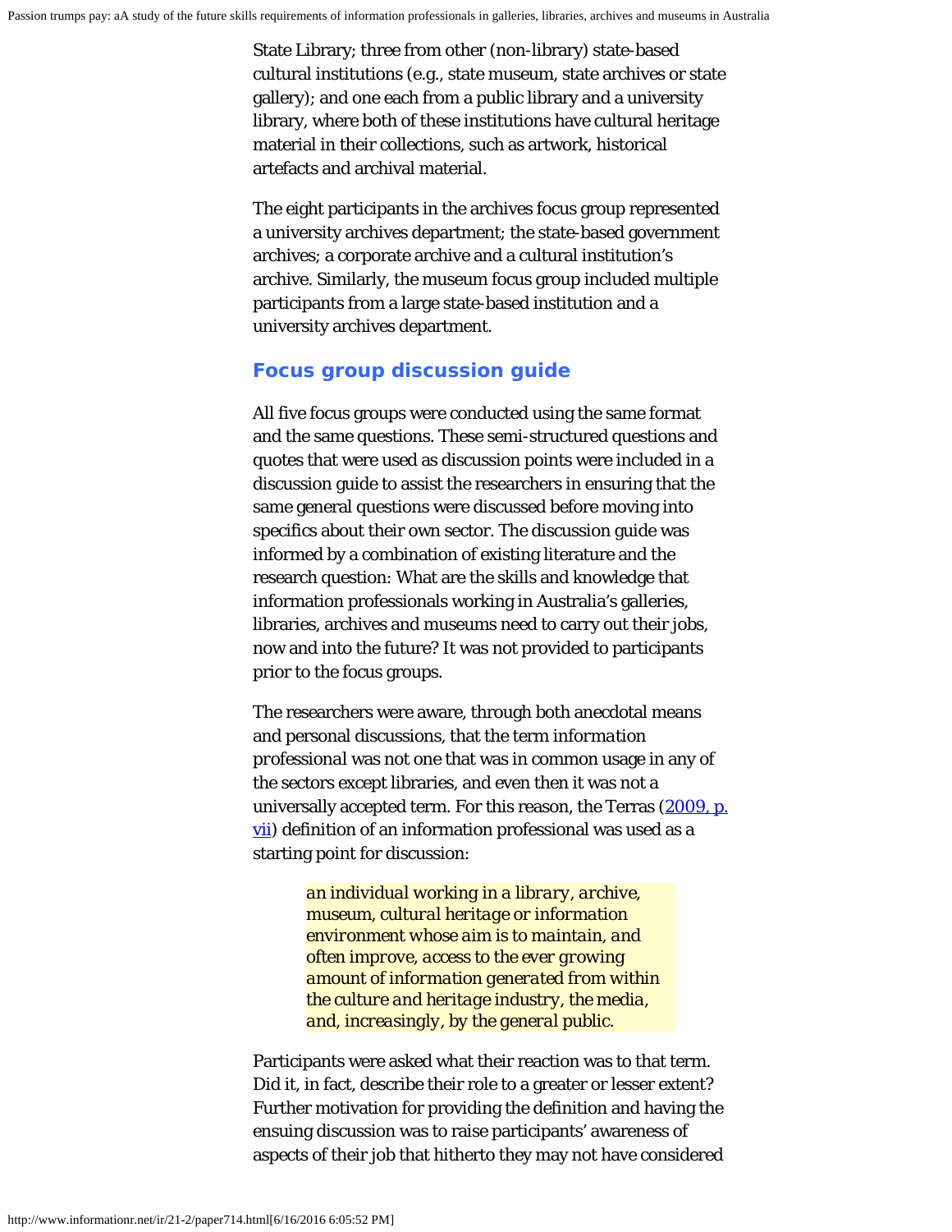State Library; three from other (non-library) state-based cultural institutions (e.g., state museum, state archives or state gallery); and one each from a public library and a university library, where both of these institutions have cultural heritage material in their collections, such as artwork, historical artefacts and archival material.

The eight participants in the archives focus group represented a university archives department; the state-based government archives; a corporate archive and a cultural institution's archive. Similarly, the museum focus group included multiple participants from a large state-based institution and a university archives department.

## Focus group discussion guide

All five focus groups were conducted using the same format and the same questions. These semi-structured questions and quotes that were used as discussion points were included in a discussion guide to assist the researchers in ensuring that the same general questions were discussed before moving into specifics about their own sector. The discussion guide was informed by a combination of existing literature and the research question: What are the skills and knowledge that information professionals working in Australia's galleries, libraries, archives and museums need to carry out their jobs, now and into the future? It was not provided to participants prior to the focus groups.

The researchers were aware, through both anecdotal means and personal discussions, that the term *information professional* was not one that was in common usage in any of the sectors except libraries, and even then it was not a universally accepted term. For this reason, the Terras (2009, p. vii) definition of an information professional was used as a starting point for discussion:

> *an individual working in a library, archive, museum, cultural heritage or information environment whose aim is to maintain, and often improve, access to the ever growing amount of information generated from within the culture and heritage industry, the media, and, increasingly, by the general public.*

Participants were asked what their reaction was to that term. Did it, in fact, describe their role to a greater or lesser extent? Further motivation for providing the definition and having the ensuing discussion was to raise participants' awareness of aspects of their job that hitherto they may not have considered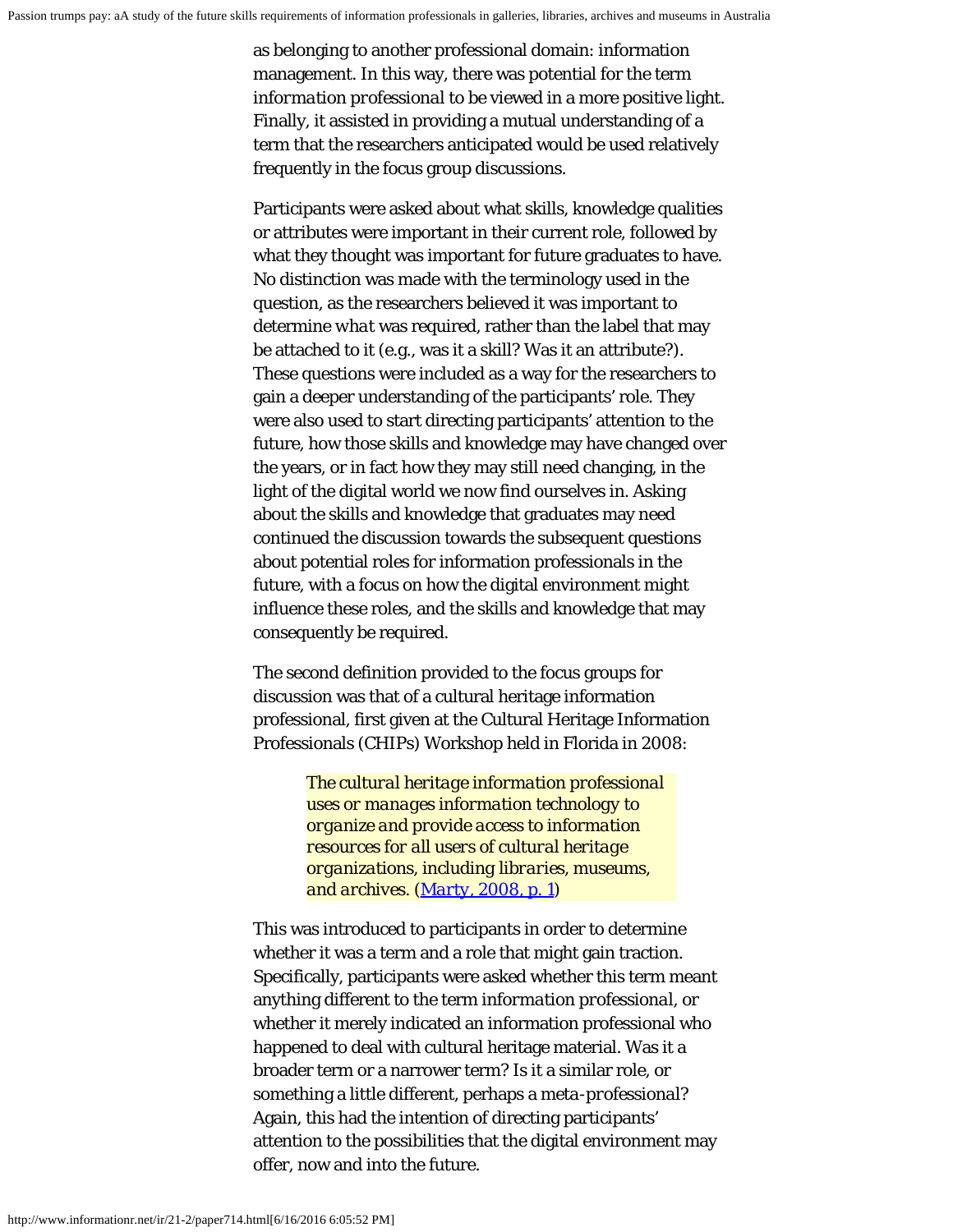as belonging to another professional domain: information management. In this way, there was potential for the term *information professional* to be viewed in a more positive light. Finally, it assisted in providing a mutual understanding of a term that the researchers anticipated would be used relatively frequently in the focus group discussions.

Participants were asked about what skills, knowledge qualities or attributes were important in their current role, followed by what they thought was important for future graduates to have. No distinction was made with the terminology used in the question, as the researchers believed it was important to determine *what* was required, rather than the label that may be attached to it (e.g., was it a skill? Was it an attribute?). These questions were included as a way for the researchers to gain a deeper understanding of the participants' role. They were also used to start directing participants' attention to the future, how those skills and knowledge may have changed over the years, or in fact how they may still need changing, in the light of the digital world we now find ourselves in. Asking about the skills and knowledge that graduates may need continued the discussion towards the subsequent questions about potential roles for information professionals in the future, with a focus on how the digital environment might influence these roles, and the skills and knowledge that may consequently be required.

The second definition provided to the focus groups for discussion was that of a cultural heritage information professional, first given at the Cultural Heritage Information Professionals (CHIPs) Workshop held in Florida in 2008:

> *The cultural heritage information professional uses or manages information technology to organize and provide access to information resources for all users of cultural heritage organizations, including libraries, museums, and archives.* (Marty, 2008, p. 1)

This was introduced to participants in order to determine whether it was a term and a role that might gain traction. Specifically, participants were asked whether this term meant anything different to the term *information professional*, or whether it merely indicated an information professional who happened to deal with cultural heritage material. Was it a broader term or a narrower term? Is it a similar role, or something a little different, perhaps a *meta-professional*? Again, this had the intention of directing participants' attention to the possibilities that the digital environment may offer, now and into the future.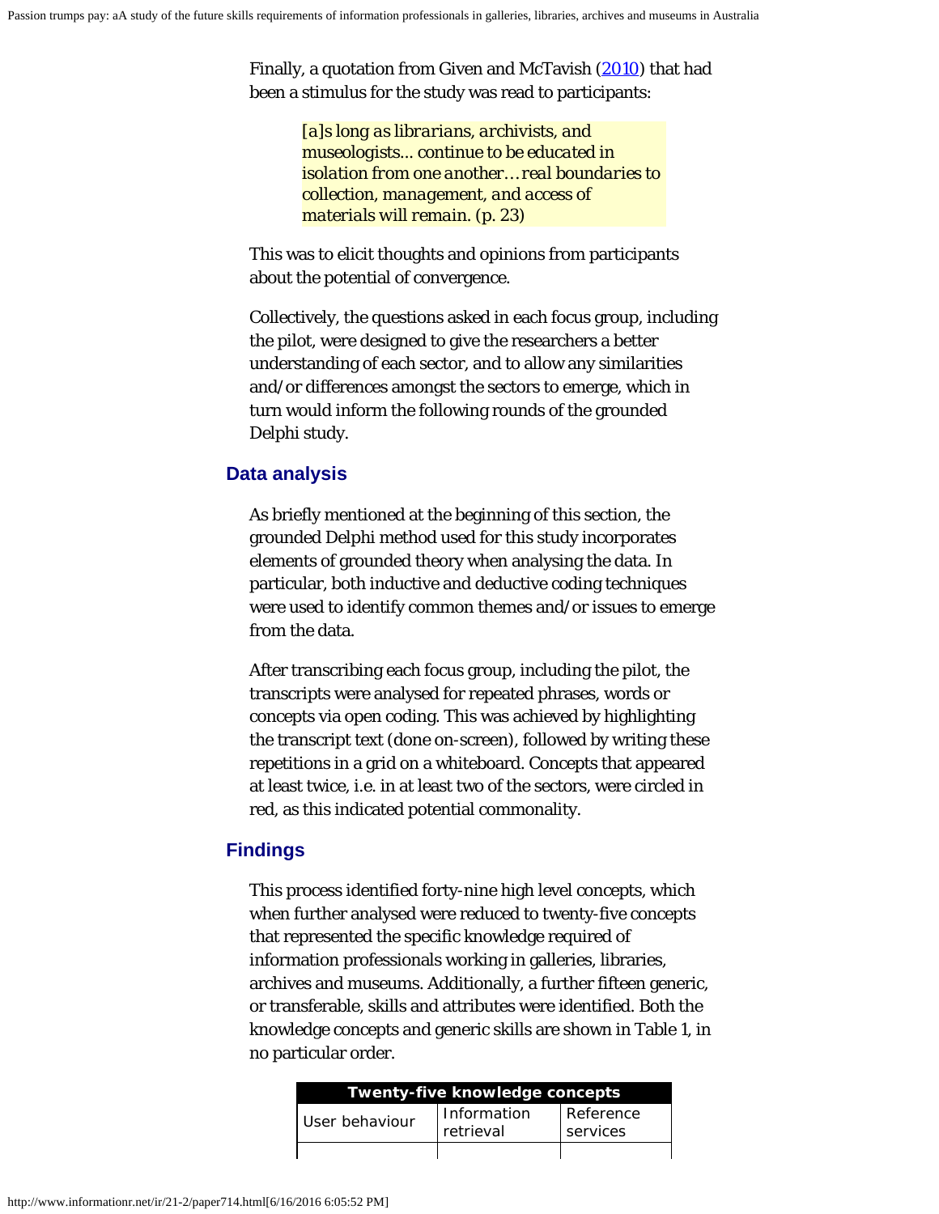Finally, a quotation from Given and McTavish (2010) that had been a stimulus for the study was read to participants:

> *[a]s long as librarians, archivists, and museologists... continue to be educated in isolation from one another… real boundaries to collection, management, and access of materials will remain.* (p. 23)

This was to elicit thoughts and opinions from participants about the potential of convergence.

Collectively, the questions asked in each focus group, including the pilot, were designed to give the researchers a better understanding of each sector, and to allow any similarities and/or differences amongst the sectors to emerge, which in turn would inform the following rounds of the grounded Delphi study.

## Data analysis

As briefly mentioned at the beginning of this section, the grounded Delphi method used for this study incorporates elements of grounded theory when analysing the data. In particular, both inductive and deductive coding techniques were used to identify common themes and/or issues to emerge from the data.

After transcribing each focus group, including the pilot, the transcripts were analysed for repeated phrases, words or concepts via open coding. This was achieved by highlighting the transcript text (done on-screen), followed by writing these repetitions in a grid on a whiteboard. Concepts that appeared at least twice, i.e. in at least two of the sectors, were circled in red, as this indicated potential commonality.

## Findings

This process identified forty-nine high level concepts, which when further analysed were reduced to twenty-five concepts that represented the specific knowledge required of information professionals working in galleries, libraries, archives and museums. Additionally, a further fifteen generic, or transferable, skills and attributes were identified. Both the knowledge concepts and generic skills are shown in Table 1, in no particular order.

| Twenty-five knowledge concepts | | |
|---|---|---|
| User behaviour | Information retrieval | Reference services |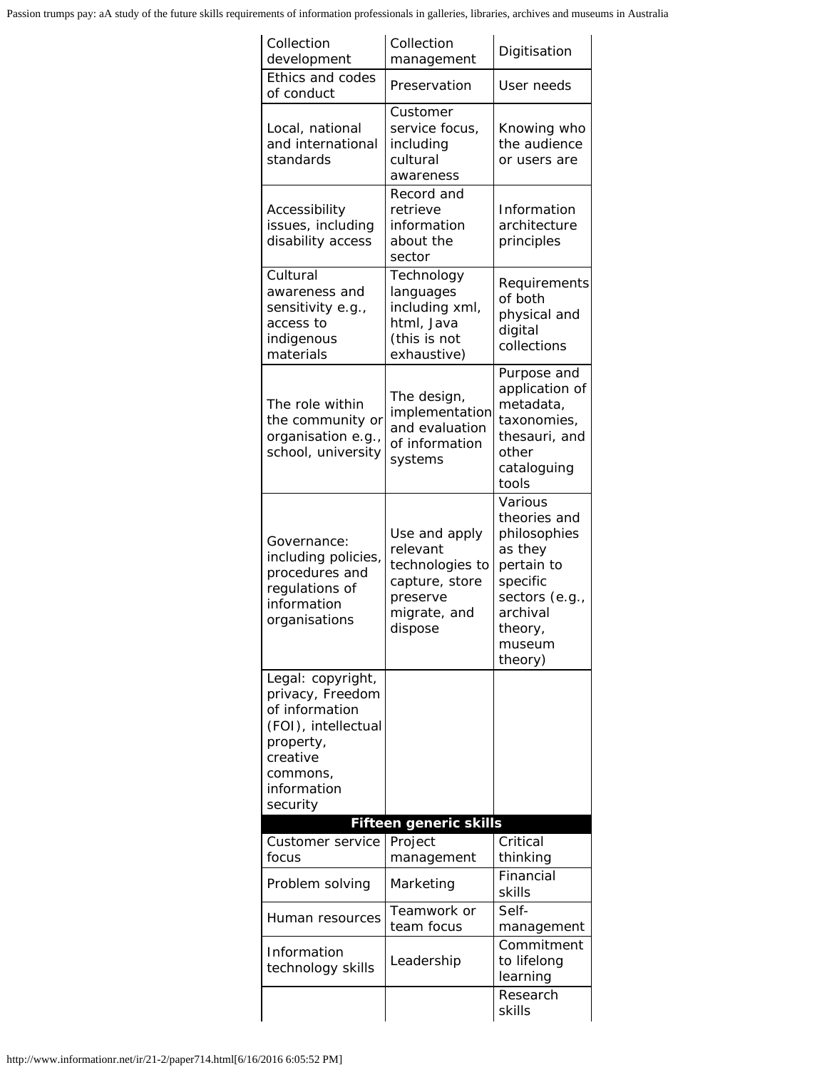| | | |
|---|---|---|
| Collection development | Collection management | Digitisation |
| Ethics and codes of conduct | Preservation | User needs |
| Local, national and international standards | Customer service focus, including cultural awareness | Knowing who the audience or users are |
| Accessibility issues, including disability access | Record and retrieve information about the sector | Information architecture principles |
| Cultural awareness and sensitivity e.g., access to indigenous materials | Technology languages including xml, html, Java (this is not exhaustive) | Requirements of both physical and digital collections |
| The role within the community or organisation e.g., school, university | The design, implementation and evaluation of information systems | Purpose and application of metadata, taxonomies, thesauri, and other cataloguing tools |
| Governance: including policies, procedures and regulations of information organisations | Use and apply relevant technologies to capture, store preserve migrate, and dispose | Various theories and philosophies as they pertain to specific sectors (e.g., archival theory, museum theory) |
| Legal: copyright, privacy, Freedom of information (FOI), intellectual property, creative commons, information security | | |
| **Fifteen generic skills** | | |
| Customer service focus | Project management | Critical thinking |
| Problem solving | Marketing | Financial skills |
| Human resources | Teamwork or team focus | Self-management |
| Information technology skills | Leadership | Commitment to lifelong learning |
| | | Research skills |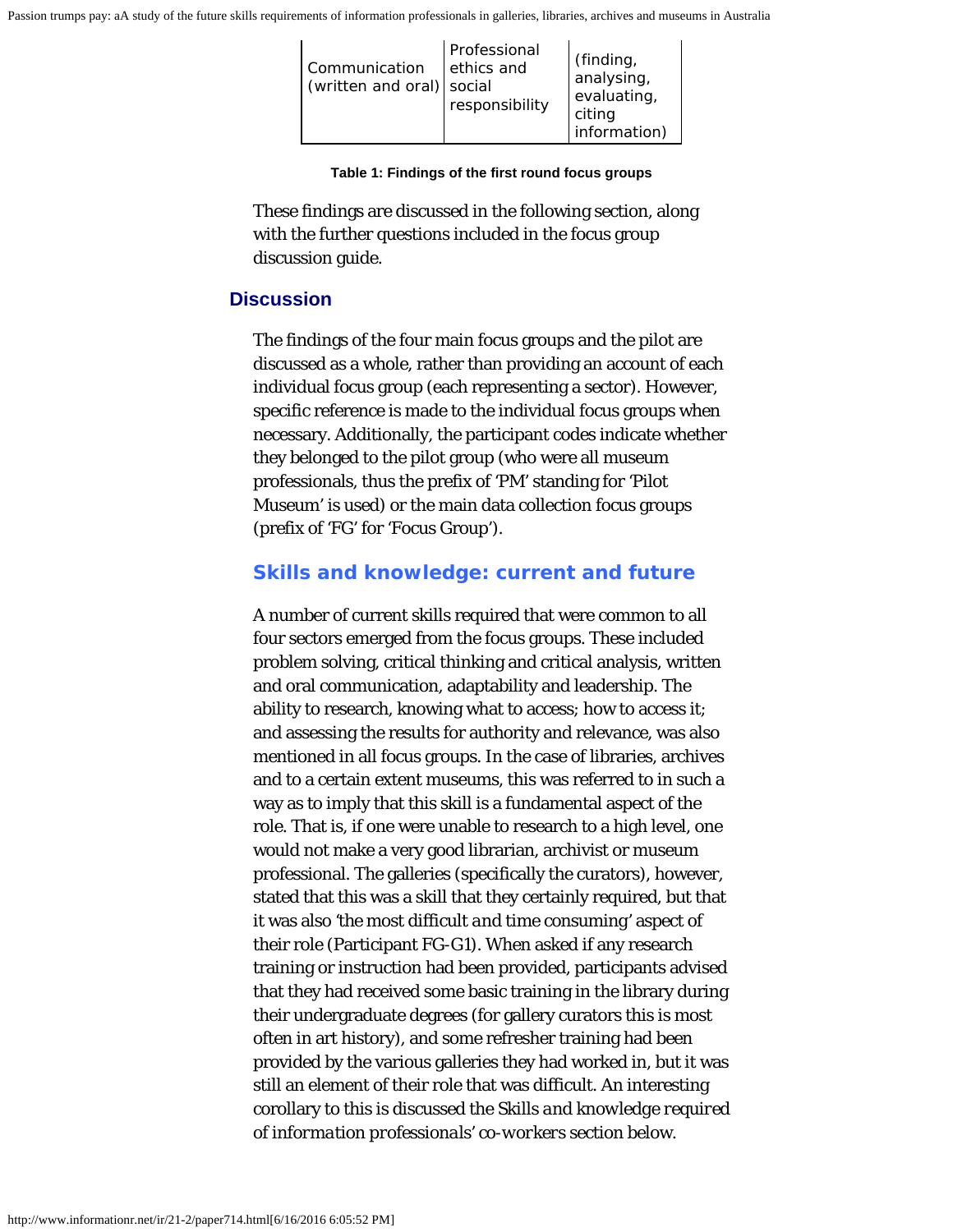| Communication (written and oral) | Professional ethics and social responsibility | (finding, analysing, evaluating, citing information) |
|---|---|---|

**Table 1: Findings of the first round focus groups**

These findings are discussed in the following section, along with the further questions included in the focus group discussion guide.

## Discussion

The findings of the four main focus groups and the pilot are discussed as a whole, rather than providing an account of each individual focus group (each representing a sector). However, specific reference is made to the individual focus groups when necessary. Additionally, the participant codes indicate whether they belonged to the pilot group (who were all museum professionals, thus the prefix of 'PM' standing for 'Pilot Museum' is used) or the main data collection focus groups (prefix of 'FG' for 'Focus Group').

### Skills and knowledge: current and future

A number of current skills required that were common to all four sectors emerged from the focus groups. These included problem solving, critical thinking and critical analysis, written and oral communication, adaptability and leadership. The ability to research, knowing what to access; how to access it; and assessing the results for authority and relevance, was also mentioned in all focus groups. In the case of libraries, archives and to a certain extent museums, this was referred to in such a way as to imply that this skill is a fundamental aspect of the role. That is, if one were unable to research to a high level, one would not make a very good librarian, archivist or museum professional. The galleries (specifically the curators), however, stated that this was a skill that they certainly required, but that it was also *'the most difficult and time consuming'* aspect of their role (Participant FG-G1). When asked if any research training or instruction had been provided, participants advised that they had received some basic training in the library during their undergraduate degrees (for gallery curators this is most often in art history), and some refresher training had been provided by the various galleries they had worked in, but it was still an element of their role that was difficult. An interesting corollary to this is discussed the *Skills and knowledge required of information professionals' co-workers* section below.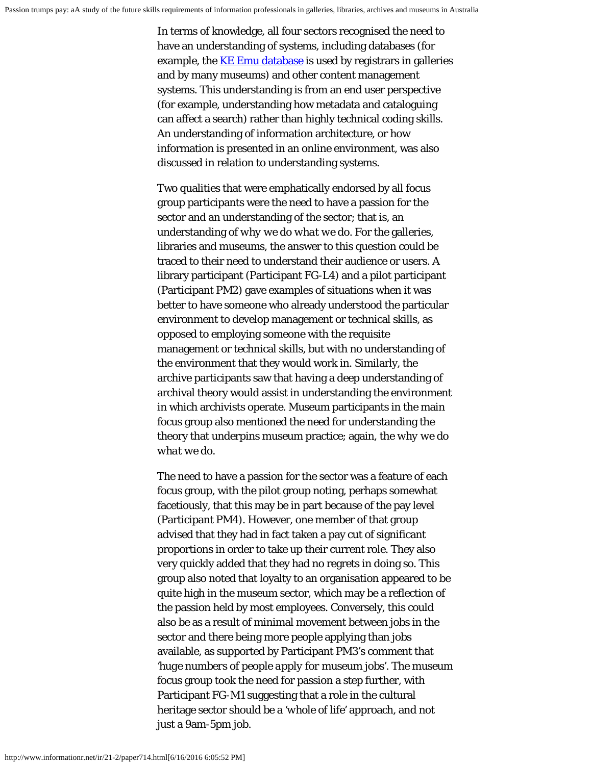In terms of knowledge, all four sectors recognised the need to have an understanding of systems, including databases (for example, the [KE Emu database](#) is used by registrars in galleries and by many museums) and other content management systems. This understanding is from an end user perspective (for example, understanding how metadata and cataloguing can affect a search) rather than highly technical coding skills. An understanding of information architecture, or how information is presented in an online environment, was also discussed in relation to understanding systems.

Two qualities that were emphatically endorsed by all focus group participants were the need to have a passion for the sector and an understanding of the sector; that is, an understanding of *why we do what we do*. For the galleries, libraries and museums, the answer to this question could be traced to their need to understand their audience or users. A library participant (Participant FG-L4) and a pilot participant (Participant PM2) gave examples of situations when it was better to have someone who already understood the particular environment to develop management or technical skills, as opposed to employing someone with the requisite management or technical skills, but with no understanding of the environment that they would work in. Similarly, the archive participants saw that having a deep understanding of archival theory would assist in understanding the environment in which archivists operate. Museum participants in the main focus group also mentioned the need for understanding the theory that underpins museum practice; again, the *why we do what we do*.

The need to have a passion for the sector was a feature of each focus group, with the pilot group noting, perhaps somewhat facetiously, that this may be in part because of the pay level (Participant PM4). However, one member of that group advised that they had in fact taken a pay cut of significant proportions in order to take up their current role. They also very quickly added that they had no regrets in doing so. This group also noted that loyalty to an organisation appeared to be quite high in the museum sector, which may be a reflection of the passion held by most employees. Conversely, this could also be as a result of minimal movement between jobs in the sector and there being more people applying than jobs available, as supported by Participant PM3's comment that *'huge numbers of people apply for museum jobs'*. The museum focus group took the need for passion a step further, with Participant FG-M1 suggesting that a role in the cultural heritage sector should be a 'whole of life' approach, and not just a 9am-5pm job.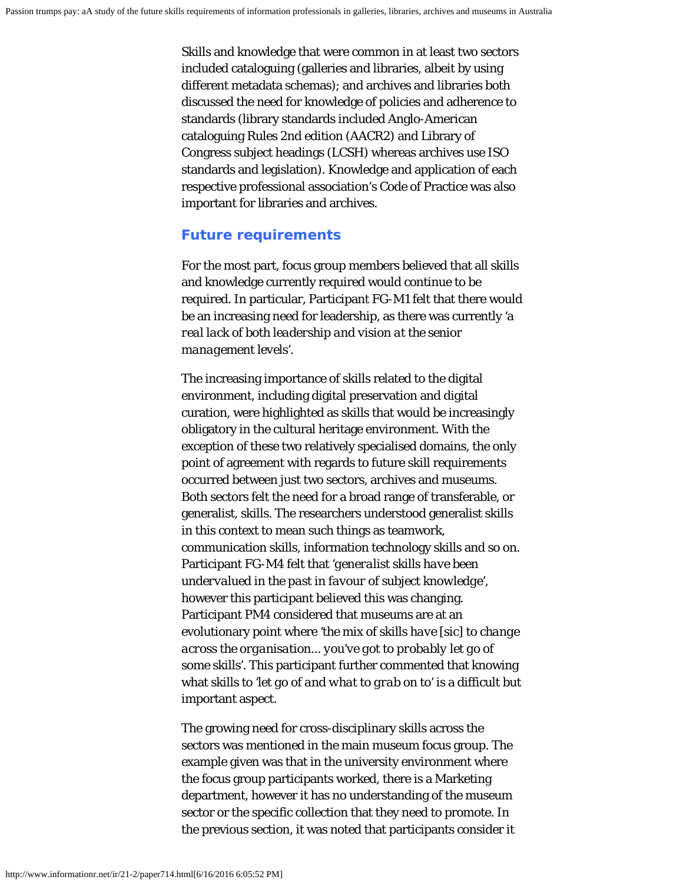Skills and knowledge that were common in at least two sectors included cataloguing (galleries and libraries, albeit by using different metadata schemas); and archives and libraries both discussed the need for knowledge of policies and adherence to standards (library standards included Anglo-American cataloguing Rules 2nd edition (AACR2) and Library of Congress subject headings (LCSH) whereas archives use ISO standards and legislation). Knowledge and application of each respective professional association's Code of Practice was also important for libraries and archives.

## Future requirements

For the most part, focus group members believed that all skills and knowledge currently required would continue to be required. In particular, Participant FG-M1 felt that there would be an increasing need for leadership, as there was currently '*a real lack of both leadership and vision at the senior management levels*'.

The increasing importance of skills related to the digital environment, including digital preservation and digital curation, were highlighted as skills that would be increasingly obligatory in the cultural heritage environment. With the exception of these two relatively specialised domains, the only point of agreement with regards to future skill requirements occurred between just two sectors, archives and museums. Both sectors felt the need for a broad range of transferable, or generalist, skills. The researchers understood generalist skills in this context to mean such things as teamwork, communication skills, information technology skills and so on. Participant FG-M4 felt that '*generalist skills have been undervalued in the past in favour of subject knowledge*', however this participant believed this was changing. Participant PM4 considered that museums are at an evolutionary point where '*the mix of skills have [sic] to change across the organisation... you've got to probably let go of some skills*'. This participant further commented that knowing what skills to '*let go of and what to grab on to*' is a difficult but important aspect.

The growing need for cross-disciplinary skills across the sectors was mentioned in the main museum focus group. The example given was that in the university environment where the focus group participants worked, there is a Marketing department, however it has no understanding of the museum sector or the specific collection that they need to promote. In the previous section, it was noted that participants consider it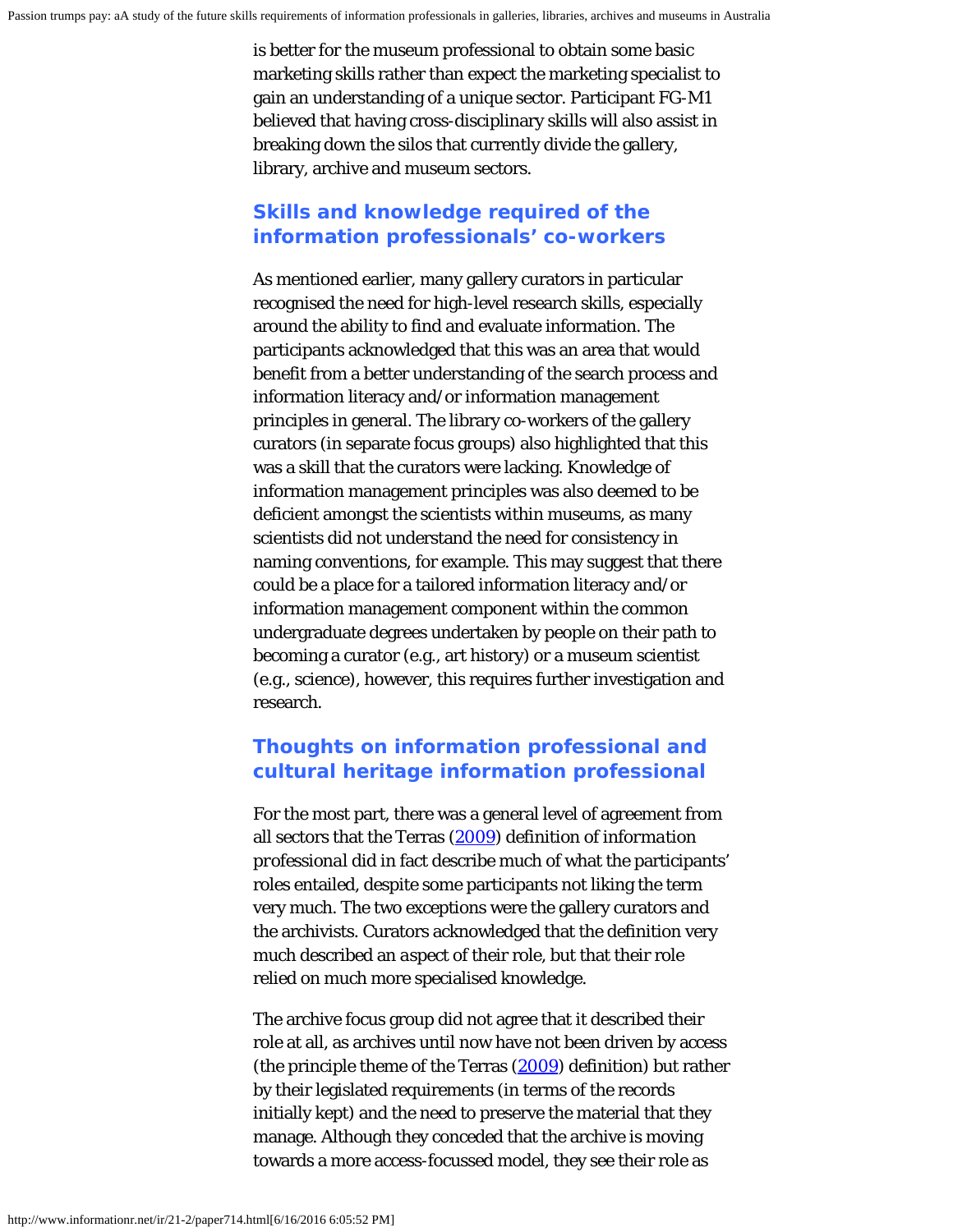is better for the museum professional to obtain some basic marketing skills rather than expect the marketing specialist to gain an understanding of a unique sector. Participant FG-M1 believed that having cross-disciplinary skills will also assist in breaking down the silos that currently divide the gallery, library, archive and museum sectors.

## Skills and knowledge required of the information professionals' co-workers

As mentioned earlier, many gallery curators in particular recognised the need for high-level research skills, especially around the ability to find and evaluate information. The participants acknowledged that this was an area that would benefit from a better understanding of the search process and information literacy and/or information management principles in general. The library co-workers of the gallery curators (in separate focus groups) also highlighted that this was a skill that the curators were lacking. Knowledge of information management principles was also deemed to be deficient amongst the scientists within museums, as many scientists did not understand the need for consistency in naming conventions, for example. This may suggest that there could be a place for a tailored information literacy and/or information management component within the common undergraduate degrees undertaken by people on their path to becoming a curator (e.g., art history) or a museum scientist (e.g., science), however, this requires further investigation and research.

## Thoughts on information professional and cultural heritage information professional

For the most part, there was a general level of agreement from all sectors that the Terras (2009) definition of *information professional* did in fact describe much of what the participants' roles entailed, despite some participants not liking the term very much. The two exceptions were the gallery curators and the archivists. Curators acknowledged that the definition very much described an *aspect* of their role, but that their role relied on much more specialised knowledge.

The archive focus group did not agree that it described their role at all, as archives until now have not been driven by access (the principle theme of the Terras (2009) definition) but rather by their legislated requirements (in terms of the records initially kept) and the need to preserve the material that they manage. Although they conceded that the archive is moving towards a more access-focussed model, they see their role as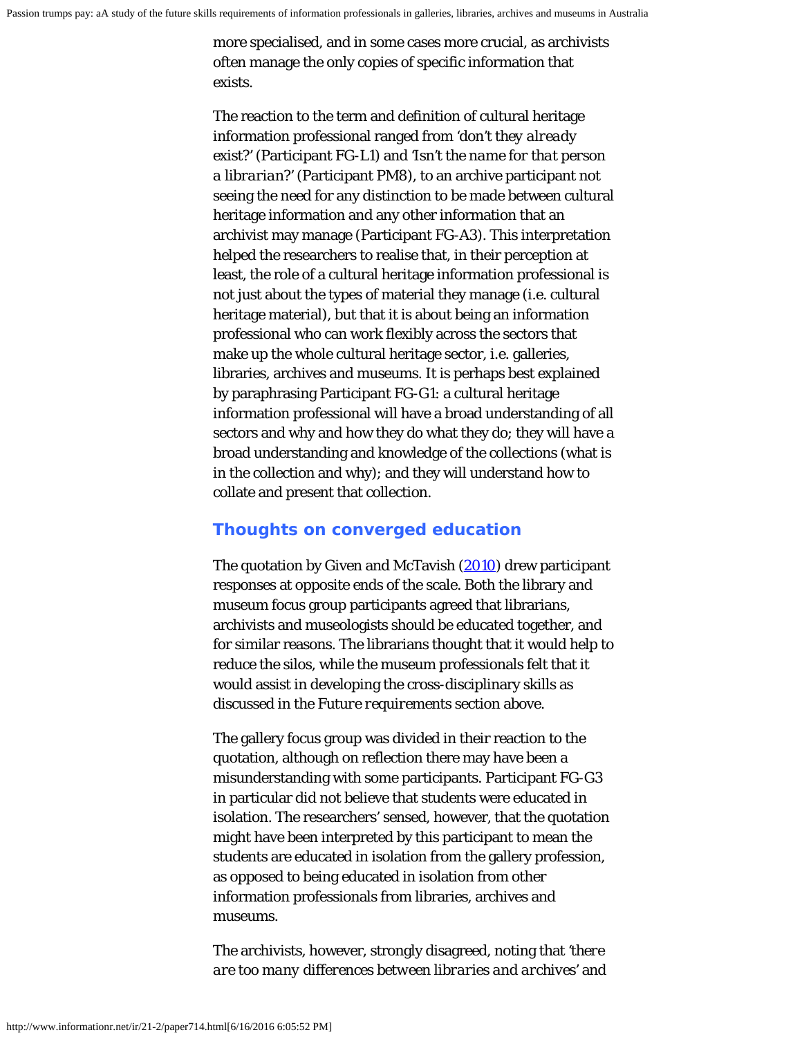more specialised, and in some cases more crucial, as archivists often manage the only copies of specific information that exists.

The reaction to the term and definition of cultural heritage information professional ranged from '*don't they already exist?*' (Participant FG-L1) and '*Isn't the name for that person a librarian?*' (Participant PM8), to an archive participant not seeing the need for any distinction to be made between cultural heritage information and any other information that an archivist may manage (Participant FG-A3). This interpretation helped the researchers to realise that, in their perception at least, the role of a cultural heritage information professional is not just about the types of material they manage (i.e. cultural heritage material), but that it is about being an information professional who can work flexibly across the sectors that make up the whole cultural heritage sector, i.e. galleries, libraries, archives and museums. It is perhaps best explained by paraphrasing Participant FG-G1: a cultural heritage information professional will have a broad understanding of all sectors and why and how they do what they do; they will have a broad understanding and knowledge of the collections (what is in the collection and why); and they will understand how to collate and present that collection.

## Thoughts on converged education

The quotation by Given and McTavish (2010) drew participant responses at opposite ends of the scale. Both the library and museum focus group participants agreed that librarians, archivists and museologists should be educated together, and for similar reasons. The librarians thought that it would help to reduce the silos, while the museum professionals felt that it would assist in developing the cross-disciplinary skills as discussed in the *Future requirements* section above.

The gallery focus group was divided in their reaction to the quotation, although on reflection there may have been a misunderstanding with some participants. Participant FG-G3 in particular did not believe that students were educated in isolation. The researchers' sensed, however, that the quotation might have been interpreted by this participant to mean the students are educated in isolation from the gallery profession, as opposed to being educated in isolation from other information professionals from libraries, archives and museums.

The archivists, however, strongly disagreed, noting that '*there are too many differences between libraries and archives*' and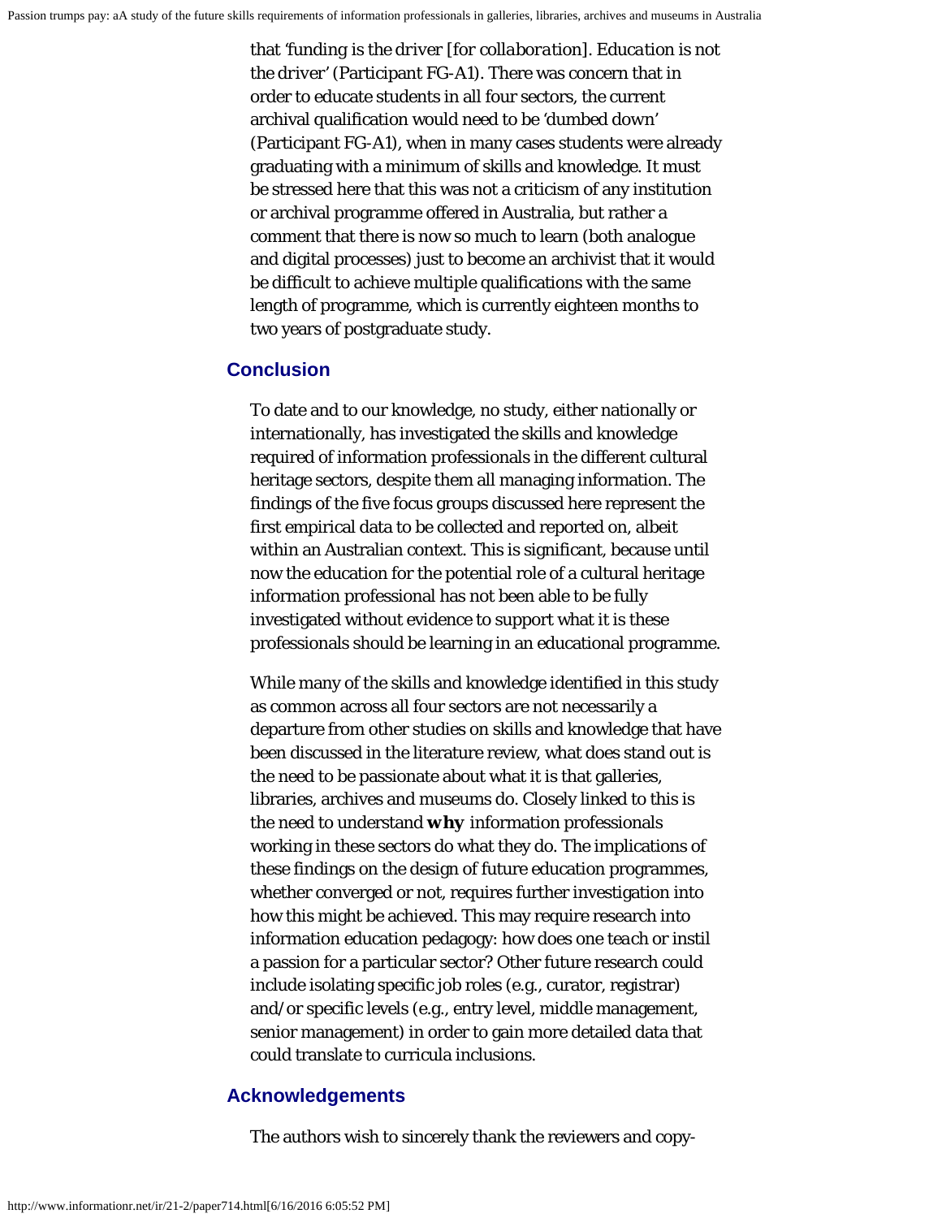that '*funding is the driver [for collaboration]. Education is not the driver*' (Participant FG-A1). There was concern that in order to educate students in all four sectors, the current archival qualification would need to be '*dumbed down*' (Participant FG-A1), when in many cases students were already graduating with a minimum of skills and knowledge. It must be stressed here that this was not a criticism of any institution or archival programme offered in Australia, but rather a comment that there is now so much to learn (both analogue and digital processes) just to become an archivist that it would be difficult to achieve multiple qualifications with the same length of programme, which is currently eighteen months to two years of postgraduate study.

## Conclusion

To date and to our knowledge, no study, either nationally or internationally, has investigated the skills and knowledge required of information professionals in the different cultural heritage sectors, despite them all managing information. The findings of the five focus groups discussed here represent the first empirical data to be collected and reported on, albeit within an Australian context. This is significant, because until now the education for the potential role of a cultural heritage information professional has not been able to be fully investigated without evidence to support what it is these professionals should be learning in an educational programme.

While many of the skills and knowledge identified in this study as common across all four sectors are not necessarily a departure from other studies on skills and knowledge that have been discussed in the literature review, what does stand out is the need to be passionate about what it is that galleries, libraries, archives and museums do. Closely linked to this is the need to understand ***why*** information professionals working in these sectors do what they do. The implications of these findings on the design of future education programmes, whether converged or not, requires further investigation into how this might be achieved. This may require research into information education pedagogy: how does one *teach* or instil a passion for a particular sector? Other future research could include isolating specific job roles (e.g., curator, registrar) and/or specific levels (e.g., entry level, middle management, senior management) in order to gain more detailed data that could translate to curricula inclusions.

## Acknowledgements

The authors wish to sincerely thank the reviewers and copy-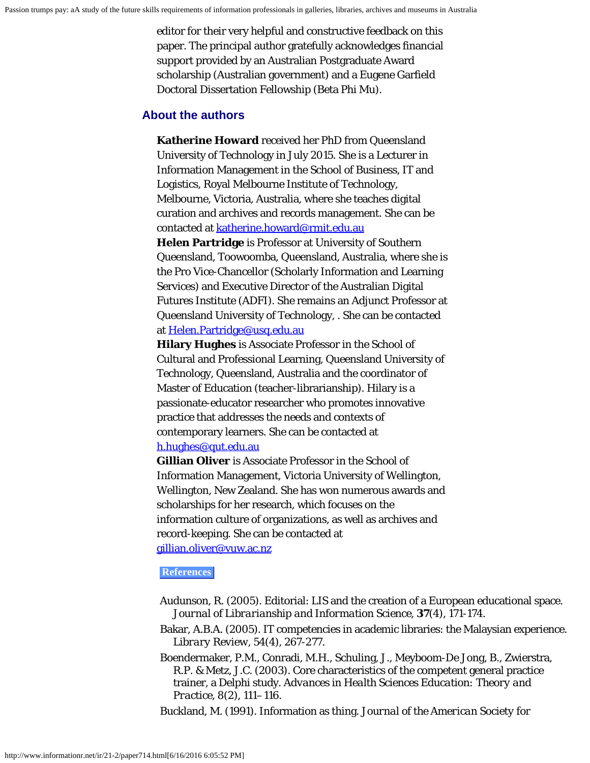editor for their very helpful and constructive feedback on this paper. The principal author gratefully acknowledges financial support provided by an Australian Postgraduate Award scholarship (Australian government) and a Eugene Garfield Doctoral Dissertation Fellowship (Beta Phi Mu).

## About the authors

**Katherine Howard** received her PhD from Queensland University of Technology in July 2015. She is a Lecturer in Information Management in the School of Business, IT and Logistics, Royal Melbourne Institute of Technology, Melbourne, Victoria, Australia, where she teaches digital curation and archives and records management. She can be contacted at katherine.howard@rmit.edu.au
**Helen Partridge** is Professor at University of Southern Queensland, Toowoomba, Queensland, Australia, where she is the Pro Vice-Chancellor (Scholarly Information and Learning Services) and Executive Director of the Australian Digital Futures Institute (ADFI). She remains an Adjunct Professor at Queensland University of Technology, . She can be contacted at Helen.Partridge@usq.edu.au
**Hilary Hughes** is Associate Professor in the School of Cultural and Professional Learning, Queensland University of Technology, Queensland, Australia and the coordinator of Master of Education (teacher-librarianship). Hilary is a passionate-educator researcher who promotes innovative practice that addresses the needs and contexts of contemporary learners. She can be contacted at h.hughes@qut.edu.au
**Gillian Oliver** is Associate Professor in the School of Information Management, Victoria University of Wellington, Wellington, New Zealand. She has won numerous awards and scholarships for her research, which focuses on the information culture of organizations, as well as archives and record-keeping. She can be contacted at gillian.oliver@vuw.ac.nz

## References

Audunson, R. (2005). Editorial: LIS and the creation of a European educational space. *Journal of Librarianship and Information Science*, **37**(4), 171-174.

Bakar, A.B.A. (2005). IT competencies in academic libraries: the Malaysian experience. *Library Review*, 54(4), 267-277.

Boendermaker, P.M., Conradi, M.H., Schuling, J., Meyboom-De Jong, B., Zwierstra, R.P. & Metz, J.C. (2003). Core characteristics of the competent general practice trainer, a Delphi study. *Advances in Health Sciences Education: Theory and Practice*, 8(2), 111–116.

Buckland, M. (1991). Information as thing. *Journal of the American Society for*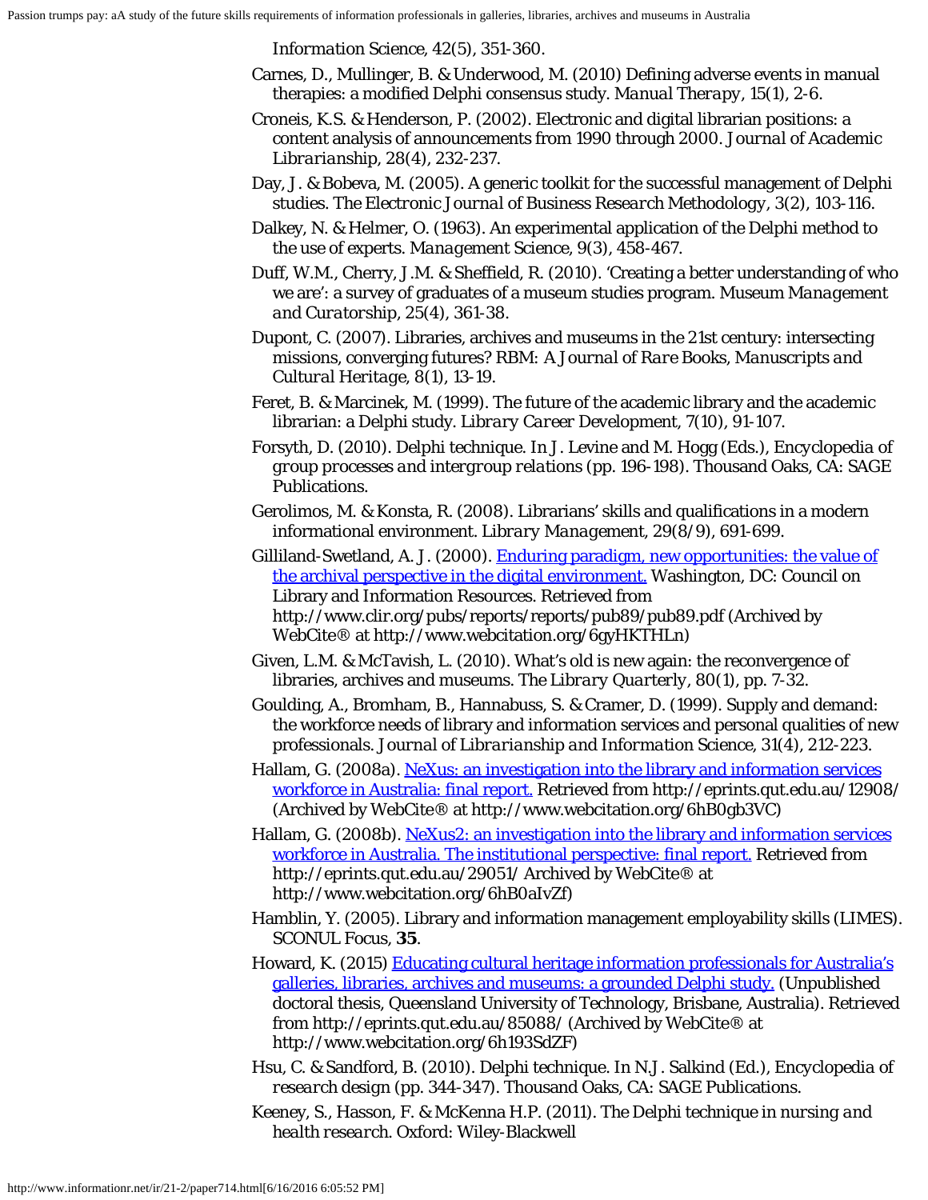*Information Science*, 42(5), 351-360.

Carnes, D., Mullinger, B. & Underwood, M. (2010) Defining adverse events in manual therapies: a modified Delphi consensus study. *Manual Therapy*, 15(1), 2-6.

Croneis, K.S. & Henderson, P. (2002). Electronic and digital librarian positions: a content analysis of announcements from 1990 through 2000. *Journal of Academic Librarianship*, 28(4), 232-237.

Day, J. & Bobeva, M. (2005). A generic toolkit for the successful management of Delphi studies. *The Electronic Journal of Business Research Methodology*, 3(2), 103-116.

Dalkey, N. & Helmer, O. (1963). An experimental application of the Delphi method to the use of experts. *Management Science*, 9(3), 458-467.

Duff, W.M., Cherry, J.M. & Sheffield, R. (2010). 'Creating a better understanding of who we are': a survey of graduates of a museum studies program. *Museum Management and Curatorship*, 25(4), 361-38.

Dupont, C. (2007). Libraries, archives and museums in the 21st century: intersecting missions, converging futures? *RBM: A Journal of Rare Books, Manuscripts and Cultural Heritage*, 8(1), 13-19.

Feret, B. & Marcinek, M. (1999). The future of the academic library and the academic librarian: a Delphi study. *Library Career Development*, 7(10), 91-107.

Forsyth, D. (2010). Delphi technique. In J. Levine and M. Hogg (Eds.), *Encyclopedia of group processes and intergroup relations* (pp. 196-198). Thousand Oaks, CA: SAGE Publications.

Gerolimos, M. & Konsta, R. (2008). Librarians' skills and qualifications in a modern informational environment. *Library Management*, 29(8/9), 691-699.

Gilliland-Swetland, A. J. (2000). Enduring paradigm, new opportunities: the value of the archival perspective in the digital environment. Washington, DC: Council on Library and Information Resources. Retrieved from http://www.clir.org/pubs/reports/reports/pub89/pub89.pdf (Archived by WebCite® at http://www.webcitation.org/6gyHKTHLn)

Given, L.M. & McTavish, L. (2010). What's old is new again: the reconvergence of libraries, archives and museums. *The Library Quarterly*, 80(1), pp. 7-32.

Goulding, A., Bromham, B., Hannabuss, S. & Cramer, D. (1999). Supply and demand: the workforce needs of library and information services and personal qualities of new professionals. *Journal of Librarianship and Information Science*, 31(4), 212-223.

Hallam, G. (2008a). NeXus: an investigation into the library and information services workforce in Australia: final report. Retrieved from http://eprints.qut.edu.au/12908/ (Archived by WebCite® at http://www.webcitation.org/6hB0gb3VC)

Hallam, G. (2008b). NeXus2: an investigation into the library and information services workforce in Australia. The institutional perspective: final report. Retrieved from http://eprints.qut.edu.au/29051/ Archived by WebCite® at http://www.webcitation.org/6hB0aIvZf)

Hamblin, Y. (2005). Library and information management employability skills (LIMES). SCONUL Focus, **35**.

Howard, K. (2015) Educating cultural heritage information professionals for Australia's galleries, libraries, archives and museums: a grounded Delphi study. (Unpublished doctoral thesis, Queensland University of Technology, Brisbane, Australia). Retrieved from http://eprints.qut.edu.au/85088/ (Archived by WebCite® at http://www.webcitation.org/6h193SdZF)

Hsu, C. & Sandford, B. (2010). Delphi technique. In N.J. Salkind (Ed.), *Encyclopedia of research design* (pp. 344-347). Thousand Oaks, CA: SAGE Publications.

Keeney, S., Hasson, F. & McKenna H.P. (2011). *The Delphi technique in nursing and health research*. Oxford: Wiley-Blackwell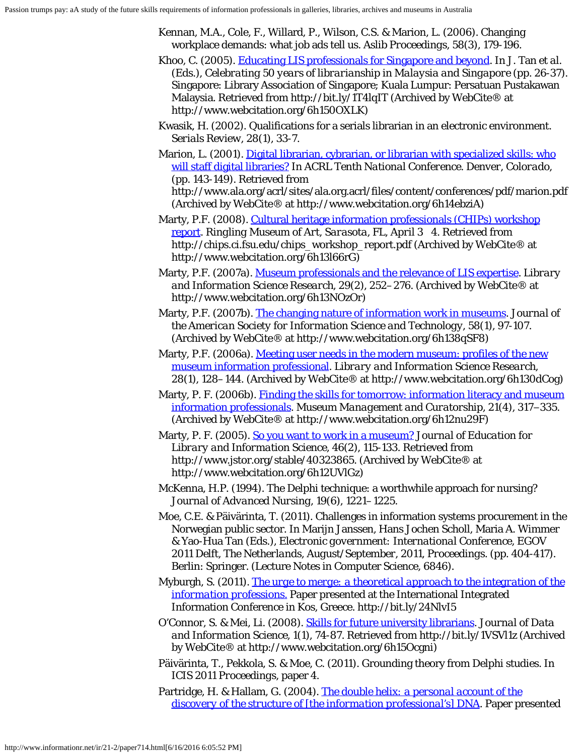Kennan, M.A., Cole, F., Willard, P., Wilson, C.S. & Marion, L. (2006). Changing workplace demands: what job ads tell us. *Aslib Proceedings*, 58(3), 179-196.

Khoo, C. (2005). [Educating LIS professionals for Singapore and beyond](http://bit.ly/1T4lqIT). In J. Tan et al. (Eds.), *Celebrating 50 years of librarianship in Malaysia and Singapore* (pp. 26-37). Singapore: Library Association of Singapore; Kuala Lumpur: Persatuan Pustakawan Malaysia. Retrieved from http://bit.ly/1T4lqIT (Archived by WebCite® at http://www.webcitation.org/6h150OXLK)

Kwasik, H. (2002). Qualifications for a serials librarian in an electronic environment. *Serials Review*, 28(1), 33-7.

Marion, L. (2001). [Digital librarian, cybrarian, or librarian with specialized skills: who will staff digital libraries?](http://www.ala.org/acrl/sites/ala.org.acrl/files/content/conferences/pdf/marion.pdf) In *ACRL Tenth National Conference. Denver, Colorado*, (pp. 143-149). Retrieved from http://www.ala.org/acrl/sites/ala.org.acrl/files/content/conferences/pdf/marion.pdf (Archived by WebCite® at http://www.webcitation.org/6h14ebziA)

Marty, P.F. (2008). [Cultural heritage information professionals (CHIPs) workshop report](http://chips.ci.fsu.edu/chips_workshop_report.pdf). Ringling Museum of Art, *Sarasota, FL*, April 3 4. Retrieved from http://chips.ci.fsu.edu/chips_workshop_report.pdf (Archived by WebCite® at http://www.webcitation.org/6h13l66rG)

Marty, P.F. (2007a). Museum professionals and the relevance of LIS expertise. *Library and Information Science Research*, 29(2), 252–276. (Archived by WebCite® at http://www.webcitation.org/6h13NOzOr)

Marty, P.F. (2007b). The changing nature of information work in museums. *Journal of the American Society for Information Science and Technology*, 58(1), 97-107. (Archived by WebCite® at http://www.webcitation.org/6h138qSF8)

Marty, P.F. (2006a). Meeting user needs in the modern museum: profiles of the new museum information professional. *Library and Information Science Research*, 28(1), 128–144. (Archived by WebCite® at http://www.webcitation.org/6h130dCog)

Marty, P. F. (2006b). Finding the skills for tomorrow: information literacy and museum information professionals. *Museum Management and Curatorship*, 21(4), 317–335. (Archived by WebCite® at http://www.webcitation.org/6h12nu29F)

Marty, P. F. (2005). [So you want to work in a museum?](http://www.jstor.org/stable/40323865) *Journal of Education for Library and Information Science*, 46(2), 115-133. Retrieved from http://www.jstor.org/stable/40323865. (Archived by WebCite® at http://www.webcitation.org/6h12UVlGz)

McKenna, H.P. (1994). The Delphi technique: a worthwhile approach for nursing? *Journal of Advanced Nursing*, 19(6), 1221–1225.

Moe, C.E. & Päivärinta, T. (2011). Challenges in information systems procurement in the Norwegian public sector. In Marijn Janssen, Hans Jochen Scholl, Maria A. Wimmer & Yao-Hua Tan (Eds.), *Electronic government: International Conference, EGOV 2011 Delft, The Netherlands, August/September, 2011, Proceedings*. (pp. 404-417). Berlin: Springer. (Lecture Notes in Computer Science, 6846).

Myburgh, S. (2011). [*The urge to merge: a theoretical approach to the integration of the information professions.*](http://bit.ly/24NlvI5) Paper presented at the International Integrated Information Conference in Kos, Greece. http://bit.ly/24NlvI5

O'Connor, S. & Mei, Li. (2008). [Skills for future university librarians](http://bit.ly/1VSVl1z). *Journal of Data and Information Science*, 1(1), 74-87. Retrieved from http://bit.ly/1VSVl1z (Archived by WebCite® at http://www.webcitation.org/6h15Ocgni)

Päivärinta, T., Pekkola, S. & Moe, C. (2011). Grounding theory from Delphi studies. In *ICIS 2011 Proceedings*, paper 4.

Partridge, H. & Hallam, G. (2004). [*The double helix: a personal account of the discovery of the structure of [the information professional's] DNA*](). Paper presented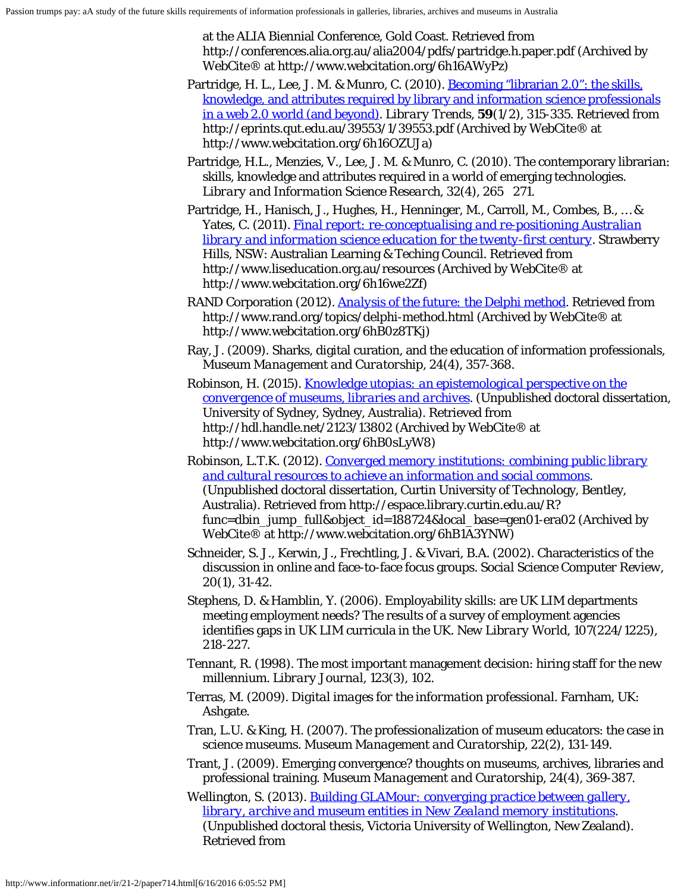at the ALIA Biennial Conference, Gold Coast. Retrieved from http://conferences.alia.org.au/alia2004/pdfs/partridge.h.paper.pdf (Archived by WebCite® at http://www.webcitation.org/6h16AWyPz)

Partridge, H. L., Lee, J. M. & Munro, C. (2010). [Becoming "librarian 2.0": the skills, knowledge, and attributes required by library and information science professionals in a web 2.0 world (and beyond)](http://eprints.qut.edu.au/39553/1/39553.pdf). *Library Trends*, **59**(1/2), 315-335. Retrieved from http://eprints.qut.edu.au/39553/1/39553.pdf (Archived by WebCite® at http://www.webcitation.org/6h16OZUJa)

Partridge, H.L., Menzies, V., Lee, J. M. & Munro, C. (2010). The contemporary librarian: skills, knowledge and attributes required in a world of emerging technologies. *Library and Information Science Research*, 32(4), 265 271.

Partridge, H., Hanisch, J., Hughes, H., Henninger, M., Carroll, M., Combes, B., … & Yates, C. (2011). [*Final report: re-conceptualising and re-positioning Australian library and information science education for the twenty-first century*](http://www.liseducation.org.au/resources). Strawberry Hills, NSW: Australian Learning & Teching Council. Retrieved from http://www.liseducation.org.au/resources (Archived by WebCite® at http://www.webcitation.org/6h16we2Zf)

RAND Corporation (2012). [Analysis of the future: the Delphi method](http://www.rand.org/topics/delphi-method.html). Retrieved from http://www.rand.org/topics/delphi-method.html (Archived by WebCite® at http://www.webcitation.org/6hB0z8TKj)

Ray, J. (2009). Sharks, digital curation, and the education of information professionals, *Museum Management and Curatorship*, 24(4), 357-368.

Robinson, H. (2015). [*Knowledge utopias: an epistemological perspective on the convergence of museums, libraries and archives*](http://hdl.handle.net/2123/13802). (Unpublished doctoral dissertation, University of Sydney, Sydney, Australia). Retrieved from http://hdl.handle.net/2123/13802 (Archived by WebCite® at http://www.webcitation.org/6hB0sLyW8)

Robinson, L.T.K. (2012). [*Converged memory institutions: combining public library and cultural resources to achieve an information and social commons*](http://espace.library.curtin.edu.au/R?func=dbin_jump_full&object_id=188724&local_base=gen01-era02). (Unpublished doctoral dissertation, Curtin University of Technology, Bentley, Australia). Retrieved from http://espace.library.curtin.edu.au/R?func=dbin_jump_full&object_id=188724&local_base=gen01-era02 (Archived by WebCite® at http://www.webcitation.org/6hB1A3YNW)

Schneider, S. J., Kerwin, J., Frechtling, J. & Vivari, B.A. (2002). Characteristics of the discussion in online and face-to-face focus groups. *Social Science Computer Review*, 20(1), 31-42.

Stephens, D. & Hamblin, Y. (2006). Employability skills: are UK LIM departments meeting employment needs? The results of a survey of employment agencies identifies gaps in UK LIM curricula in the UK. *New Library World*, 107(224/1225), 218-227.

Tennant, R. (1998). The most important management decision: hiring staff for the new millennium. *Library Journal*, 123(3), 102.

Terras, M. (2009). *Digital images for the information professional*. Farnham, UK: Ashgate.

Tran, L.U. & King, H. (2007). The professionalization of museum educators: the case in science museums. *Museum Management and Curatorship*, 22(2), 131-149.

Trant, J. (2009). Emerging convergence? thoughts on museums, archives, libraries and professional training. *Museum Management and Curatorship*, 24(4), 369-387.

Wellington, S. (2013). [*Building GLAMour: converging practice between gallery, library, archive and museum entities in New Zealand memory institutions*](). (Unpublished doctoral thesis, Victoria University of Wellington, New Zealand). Retrieved from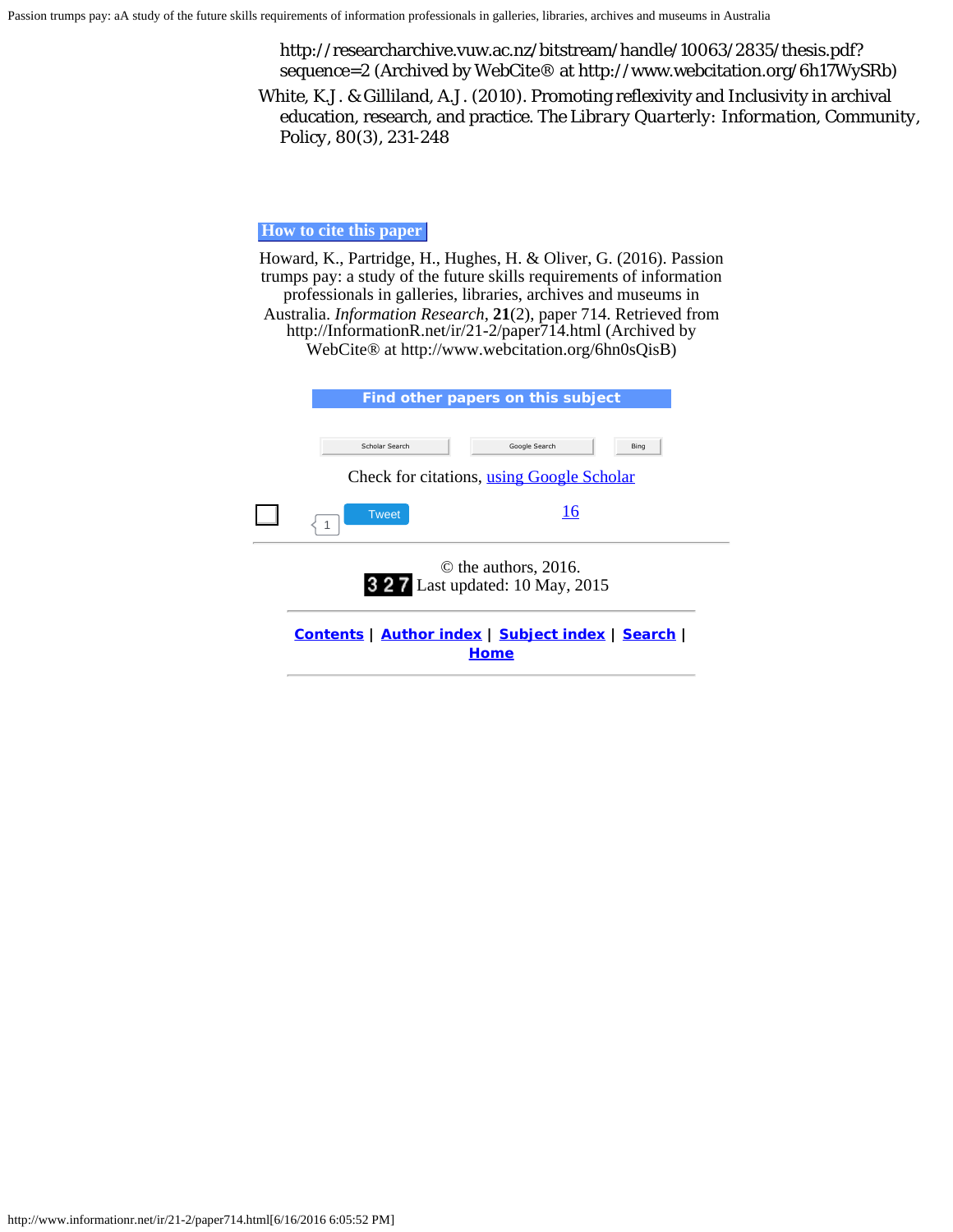http://researcharchive.vuw.ac.nz/bitstream/handle/10063/2835/thesis.pdf?sequence=2 (Archived by WebCite® at http://www.webcitation.org/6h17WySRb)

White, K.J. & Gilliland, A.J. (2010). Promoting reflexivity and Inclusivity in archival education, research, and practice. The *Library Quarterly: Information, Community, Policy*, 80(3), 231-248

## How to cite this paper

Howard, K., Partridge, H., Hughes, H. & Oliver, G. (2016). Passion trumps pay: a study of the future skills requirements of information professionals in galleries, libraries, archives and museums in Australia. *Information Research*, **21**(2), paper 714. Retrieved from http://InformationR.net/ir/21-2/paper714.html (Archived by WebCite® at http://www.webcitation.org/6hn0sQisB)

**Find other papers on this subject**

Scholar Search | Google Search | Bing

Check for citations, using Google Scholar

1 Tweet 16

© the authors, 2016.
327 Last updated: 10 May, 2015

**Contents** | **Author index** | **Subject index** | **Search** | **Home**